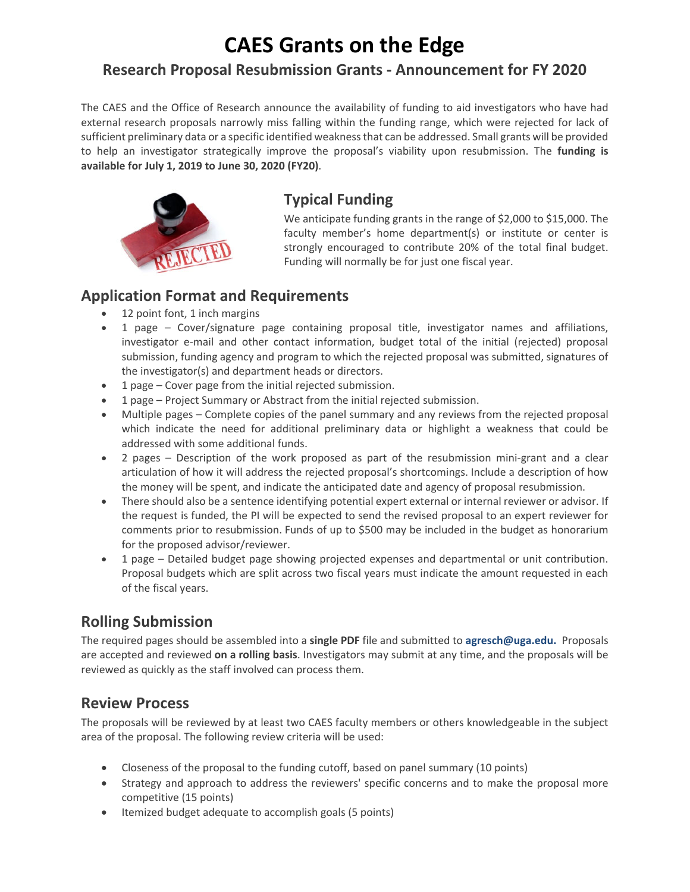# CAES Grants on the Edge

## Research Proposal Resubmission Grants - Announcement for FY 2020

The CAES and the Office of Research announce the availability of funding to aid investigators who have had external research proposals narrowly miss falling within the funding range, which were rejected for lack of sufficient preliminary data or a specific identified weakness that can be addressed. Small grants will be provided to help an investigator strategically improve the proposal's viability upon resubmission. The **funding is available for July 1, 2019 to June 30, 2020 (FY20)**.

## Typical Funding

We anticipate funding grants in the range of $2,000 to $15,000. The faculty member's home department(s) or institute or center is strongly encouraged to contribute 20% of the total final budget. Funding will normally be for just one fiscal year.

## Application Format and Requirements

- 12 point font, 1 inch margins
- 1 page – Cover/signature page containing proposal title, investigator names and affiliations, investigator e-mail and other contact information, budget total of the initial (rejected) proposal submission, funding agency and program to which the rejected proposal was submitted, signatures of the investigator(s) and department heads or directors.
- 1 page – Cover page from the initial rejected submission.
- 1 page – Project Summary or Abstract from the initial rejected submission.
- Multiple pages – Complete copies of the panel summary and any reviews from the rejected proposal which indicate the need for additional preliminary data or highlight a weakness that could be addressed with some additional funds.
- 2 pages – Description of the work proposed as part of the resubmission mini-grant and a clear articulation of how it will address the rejected proposal's shortcomings. Include a description of how the money will be spent, and indicate the anticipated date and agency of proposal resubmission.
- There should also be a sentence identifying potential expert external or internal reviewer or advisor. If the request is funded, the PI will be expected to send the revised proposal to an expert reviewer for comments prior to resubmission. Funds of up to $500 may be included in the budget as honorarium for the proposed advisor/reviewer.
- 1 page – Detailed budget page showing projected expenses and departmental or unit contribution. Proposal budgets which are split across two fiscal years must indicate the amount requested in each of the fiscal years.

## Rolling Submission

The required pages should be assembled into a **single PDF** file and submitted to **agresch@uga.edu.** Proposals are accepted and reviewed **on a rolling basis**. Investigators may submit at any time, and the proposals will be reviewed as quickly as the staff involved can process them.

## Review Process

The proposals will be reviewed by at least two CAES faculty members or others knowledgeable in the subject area of the proposal. The following review criteria will be used:

- Closeness of the proposal to the funding cutoff, based on panel summary (10 points)
- Strategy and approach to address the reviewers' specific concerns and to make the proposal more competitive (15 points)
- Itemized budget adequate to accomplish goals (5 points)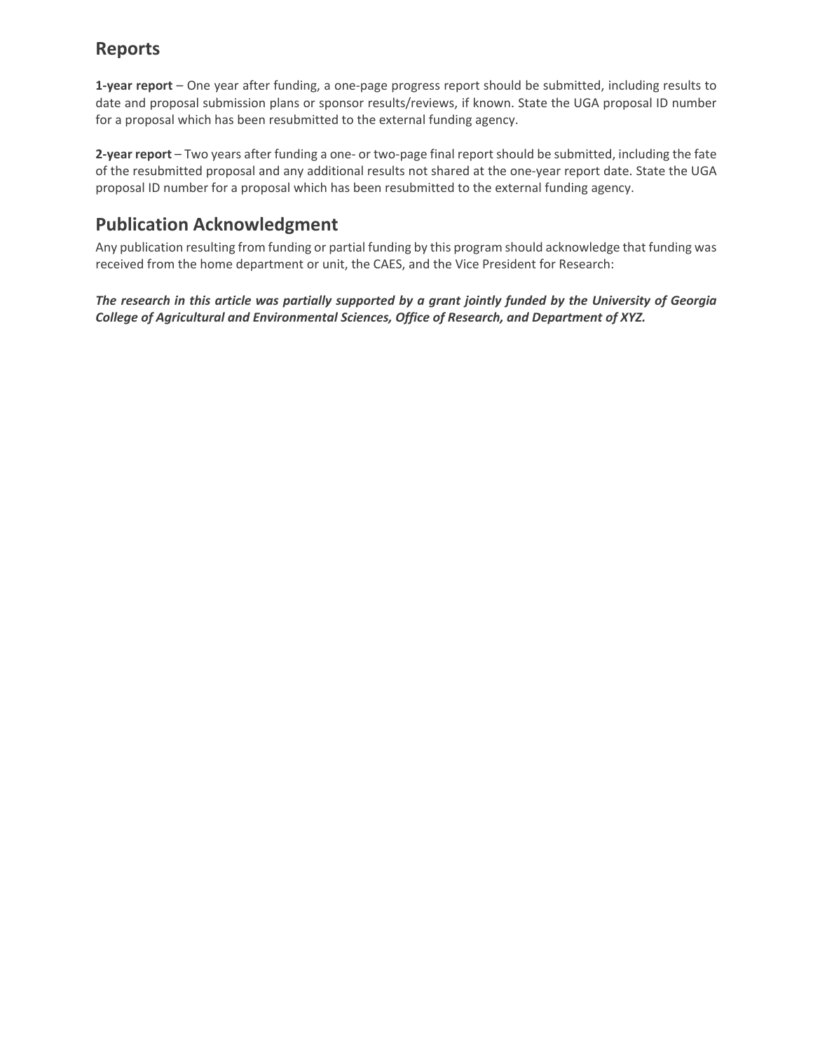## Reports

**1-year report** – One year after funding, a one-page progress report should be submitted, including results to date and proposal submission plans or sponsor results/reviews, if known. State the UGA proposal ID number for a proposal which has been resubmitted to the external funding agency.

**2-year report** – Two years after funding a one- or two-page final report should be submitted, including the fate of the resubmitted proposal and any additional results not shared at the one-year report date. State the UGA proposal ID number for a proposal which has been resubmitted to the external funding agency.

## Publication Acknowledgment

Any publication resulting from funding or partial funding by this program should acknowledge that funding was received from the home department or unit, the CAES, and the Vice President for Research:

***The research in this article was partially supported by a grant jointly funded by the University of Georgia College of Agricultural and Environmental Sciences, Office of Research, and Department of XYZ.***